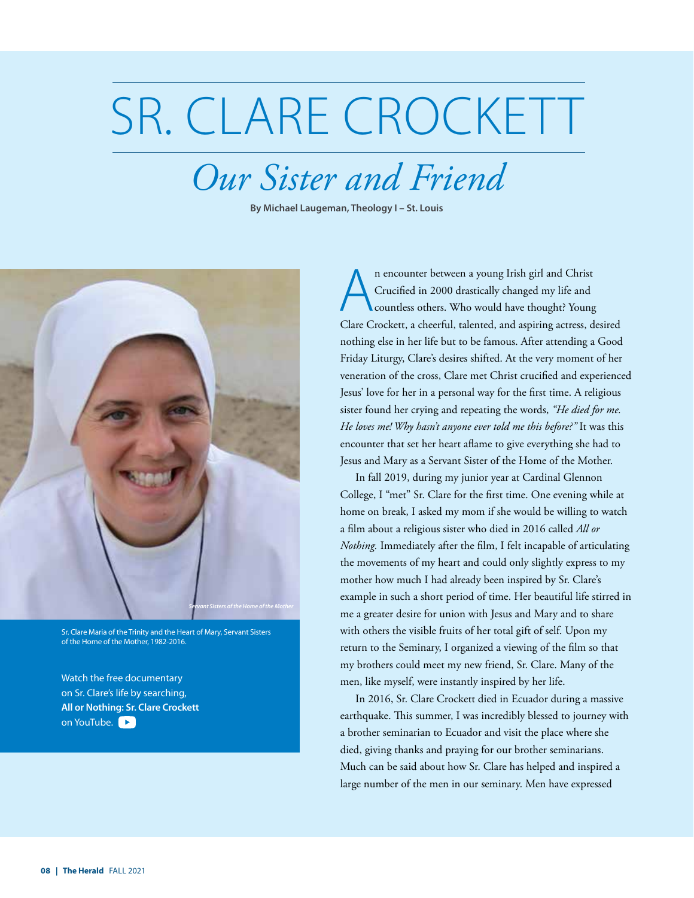# SR. CLARE CROCKETT

## *Our Sister and Friend*

**By Michael Laugeman, Theology I – St. Louis**

*Servant Sisters of the Home of the Mother*

Sr. Clare Maria of the Trinity and the Heart of Mary, Servant Sisters of the Home of the Mother, 1982-2016.

Watch the free documentary on Sr. Clare's life by searching, **All or Nothing: Sr. Clare Crockett** on YouTube.

An encounter between a young Irish girl and Christ Crucified in 2000 drastically changed my life and countless others. Who would have thought? Young Clare Crockett, a cheerful, talented, and aspiring actress, desired nothing else in her life but to be famous. After attending a Good Friday Liturgy, Clare's desires shifted. At the very moment of her veneration of the cross, Clare met Christ crucified and experienced Jesus' love for her in a personal way for the first time. A religious sister found her crying and repeating the words, *"He died for me. He loves me! Why hasn't anyone ever told me this before?"* It was this encounter that set her heart aflame to give everything she had to Jesus and Mary as a Servant Sister of the Home of the Mother.

In fall 2019, during my junior year at Cardinal Glennon College, I "met" Sr. Clare for the first time. One evening while at home on break, I asked my mom if she would be willing to watch a film about a religious sister who died in 2016 called *All or Nothing*. Immediately after the film, I felt incapable of articulating the movements of my heart and could only slightly express to my mother how much I had already been inspired by Sr. Clare's example in such a short period of time. Her beautiful life stirred in me a greater desire for union with Jesus and Mary and to share with others the visible fruits of her total gift of self. Upon my return to the Seminary, I organized a viewing of the film so that my brothers could meet my new friend, Sr. Clare. Many of the men, like myself, were instantly inspired by her life.

In 2016, Sr. Clare Crockett died in Ecuador during a massive earthquake. This summer, I was incredibly blessed to journey with a brother seminarian to Ecuador and visit the place where she died, giving thanks and praying for our brother seminarians. Much can be said about how Sr. Clare has helped and inspired a large number of the men in our seminary. Men have expressed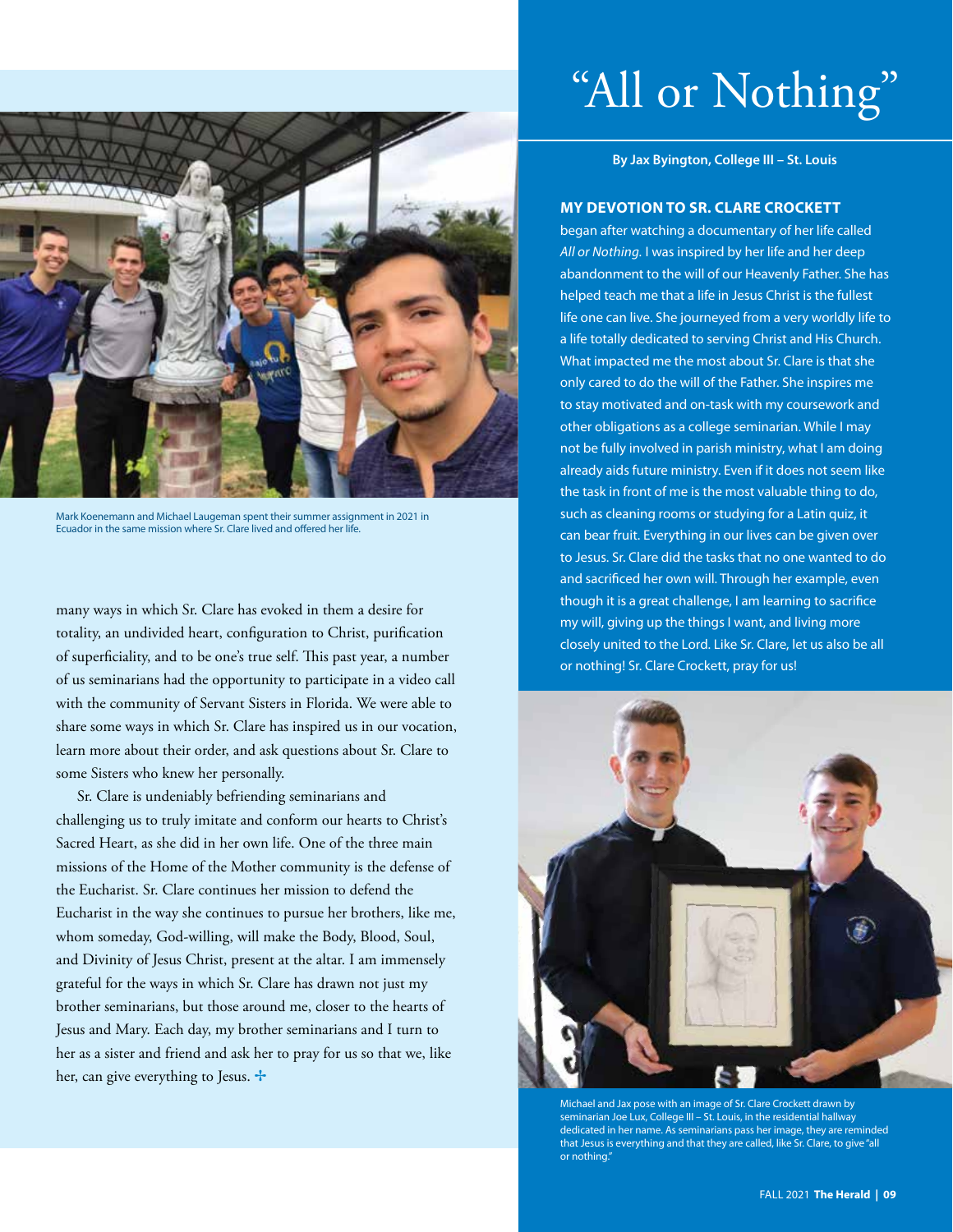Mark Koenemann and Michael Laugeman spent their summer assignment in 2021 in Ecuador in the same mission where Sr. Clare lived and offered her life.

many ways in which Sr. Clare has evoked in them a desire for totality, an undivided heart, configuration to Christ, purification of superficiality, and to be one's true self. This past year, a number of us seminarians had the opportunity to participate in a video call with the community of Servant Sisters in Florida. We were able to share some ways in which Sr. Clare has inspired us in our vocation, learn more about their order, and ask questions about Sr. Clare to some Sisters who knew her personally.

Sr. Clare is undeniably befriending seminarians and challenging us to truly imitate and conform our hearts to Christ's Sacred Heart, as she did in her own life. One of the three main missions of the Home of the Mother community is the defense of the Eucharist. Sr. Clare continues her mission to defend the Eucharist in the way she continues to pursue her brothers, like me, whom someday, God-willing, will make the Body, Blood, Soul, and Divinity of Jesus Christ, present at the altar. I am immensely grateful for the ways in which Sr. Clare has drawn not just my brother seminarians, but those around me, closer to the hearts of Jesus and Mary. Each day, my brother seminarians and I turn to her as a sister and friend and ask her to pray for us so that we, like her, can give everything to Jesus. ✢

# "All or Nothing"

**By Jax Byington, College III – St. Louis**

**MY DEVOTION TO SR. CLARE CROCKETT** began after watching a documentary of her life called *All or Nothing*. I was inspired by her life and her deep abandonment to the will of our Heavenly Father. She has helped teach me that a life in Jesus Christ is the fullest life one can live. She journeyed from a very worldly life to a life totally dedicated to serving Christ and His Church. What impacted me the most about Sr. Clare is that she only cared to do the will of the Father. She inspires me to stay motivated and on-task with my coursework and other obligations as a college seminarian. While I may not be fully involved in parish ministry, what I am doing already aids future ministry. Even if it does not seem like the task in front of me is the most valuable thing to do, such as cleaning rooms or studying for a Latin quiz, it can bear fruit. Everything in our lives can be given over to Jesus. Sr. Clare did the tasks that no one wanted to do and sacrificed her own will. Through her example, even though it is a great challenge, I am learning to sacrifice my will, giving up the things I want, and living more closely united to the Lord. Like Sr. Clare, let us also be all or nothing! Sr. Clare Crockett, pray for us!

Michael and Jax pose with an image of Sr. Clare Crockett drawn by seminarian Joe Lux, College III – St. Louis, in the residential hallway dedicated in her name. As seminarians pass her image, they are reminded that Jesus is everything and that they are called, like Sr. Clare, to give "all or nothing."